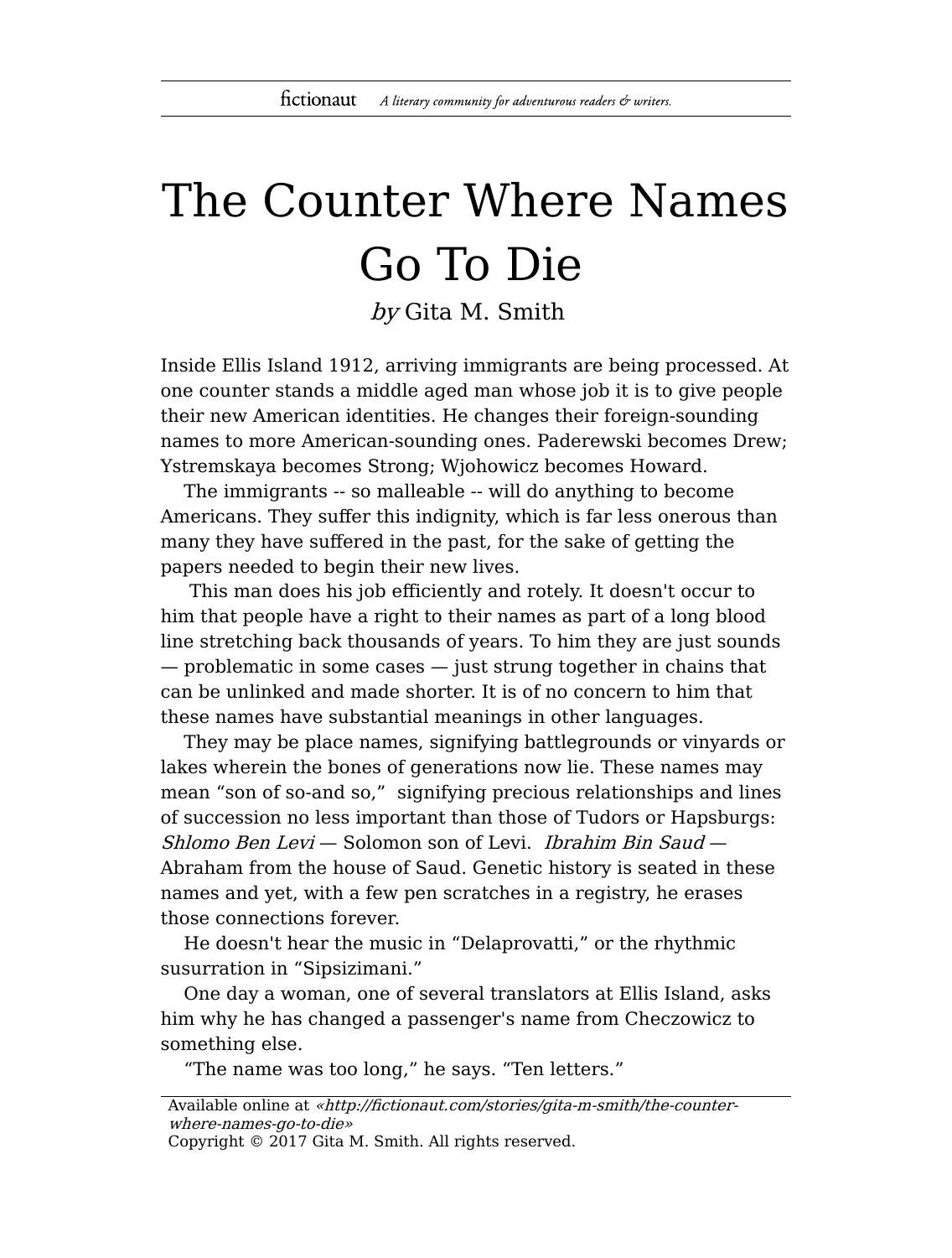# The Counter Where Names Go To Die

*by* Gita M. Smith

Inside Ellis Island 1912, arriving immigrants are being processed. At one counter stands a middle aged man whose job it is to give people their new American identities. He changes their foreign-sounding names to more American-sounding ones. Paderewski becomes Drew; Ystremskaya becomes Strong; Wjohowicz becomes Howard.

The immigrants -- so malleable -- will do anything to become Americans. They suffer this indignity, which is far less onerous than many they have suffered in the past, for the sake of getting the papers needed to begin their new lives.

This man does his job efficiently and rotely. It doesn't occur to him that people have a right to their names as part of a long blood line stretching back thousands of years. To him they are just sounds — problematic in some cases — just strung together in chains that can be unlinked and made shorter. It is of no concern to him that these names have substantial meanings in other languages.

They may be place names, signifying battlegrounds or vinyards or lakes wherein the bones of generations now lie. These names may mean "son of so-and so," signifying precious relationships and lines of succession no less important than those of Tudors or Hapsburgs: *Shlomo Ben Levi* — Solomon son of Levi. *Ibrahim Bin Saud* — Abraham from the house of Saud. Genetic history is seated in these names and yet, with a few pen scratches in a registry, he erases those connections forever.

He doesn't hear the music in "Delaprovatti," or the rhythmic susurration in "Sipsizimani."

One day a woman, one of several translators at Ellis Island, asks him why he has changed a passenger's name from Checzowicz to something else.

"The name was too long," he says. "Ten letters."

Available online at *«http://fictionaut.com/stories/gita-m-smith/the-counter-where-names-go-to-die»*
Copyright © 2017 Gita M. Smith. All rights reserved.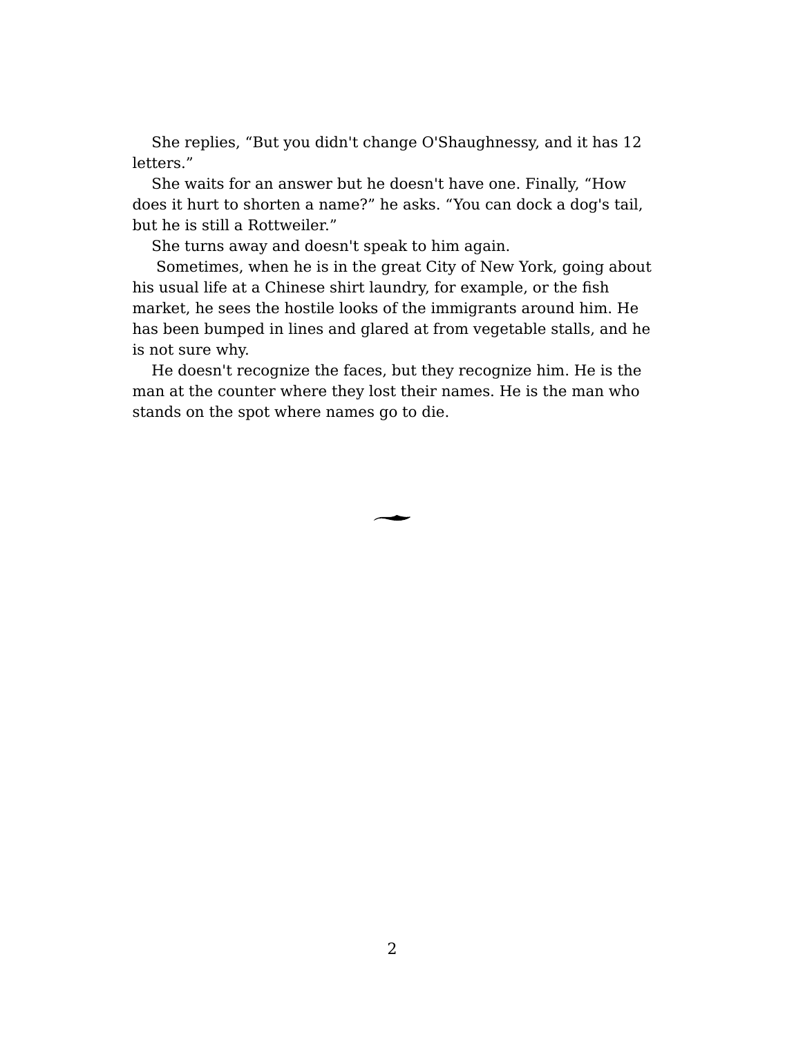She replies, “But you didn't change O'Shaughnessy, and it has 12 letters.”

She waits for an answer but he doesn't have one. Finally, “How does it hurt to shorten a name?” he asks. “You can dock a dog's tail, but he is still a Rottweiler.”

She turns away and doesn't speak to him again.

Sometimes, when he is in the great City of New York, going about his usual life at a Chinese shirt laundry, for example, or the fish market, he sees the hostile looks of the immigrants around him. He has been bumped in lines and glared at from vegetable stalls, and he is not sure why.

He doesn't recognize the faces, but they recognize him. He is the man at the counter where they lost their names. He is the man who stands on the spot where names go to die.